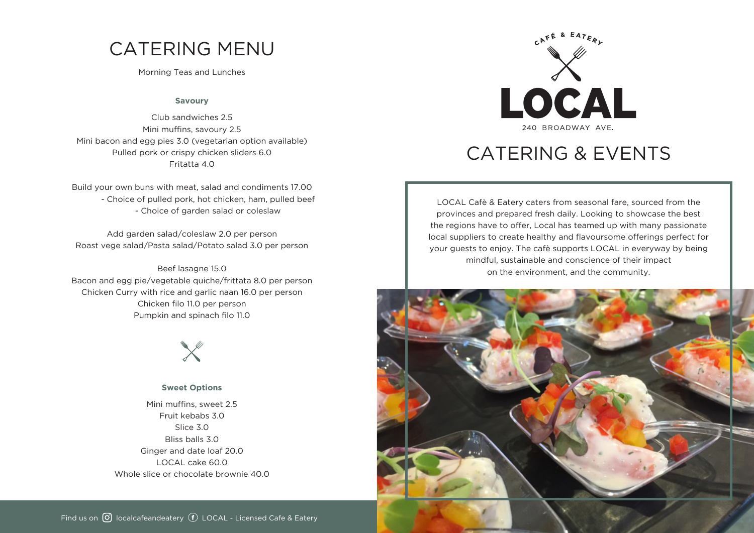# CATERING MENU

Morning Teas and Lunches

**Savoury**

Club sandwiches 2.5
Mini muffins, savoury 2.5
Mini bacon and egg pies 3.0 (vegetarian option available)
Pulled pork or crispy chicken sliders 6.0
Fritatta 4.0

Build your own buns with meat, salad and condiments 17.00
- Choice of pulled pork, hot chicken, ham, pulled beef
- Choice of garden salad or coleslaw

Add garden salad/coleslaw 2.0 per person
Roast vege salad/Pasta salad/Potato salad 3.0 per person

Beef lasagne 15.0
Bacon and egg pie/vegetable quiche/frittata 8.0 per person
Chicken Curry with rice and garlic naan 16.0 per person
Chicken filo 11.0 per person
Pumpkin and spinach filo 11.0

**Sweet Options**

Mini muffins, sweet 2.5
Fruit kebabs 3.0
Slice 3.0
Bliss balls 3.0
Ginger and date loaf 20.0
LOCAL cake 60.0
Whole slice or chocolate brownie 40.0

Find us on localcafeandeatery LOCAL - Licensed Cafe & Eatery

CAFÉ & EATERY

LOCAL

240 BROADWAY AVE.

# CATERING & EVENTS

LOCAL Cafè & Eatery caters from seasonal fare, sourced from the provinces and prepared fresh daily. Looking to showcase the best the regions have to offer, Local has teamed up with many passionate local suppliers to create healthy and flavoursome offerings perfect for your guests to enjoy. The cafè supports LOCAL in everyway by being mindful, sustainable and conscience of their impact on the environment, and the community.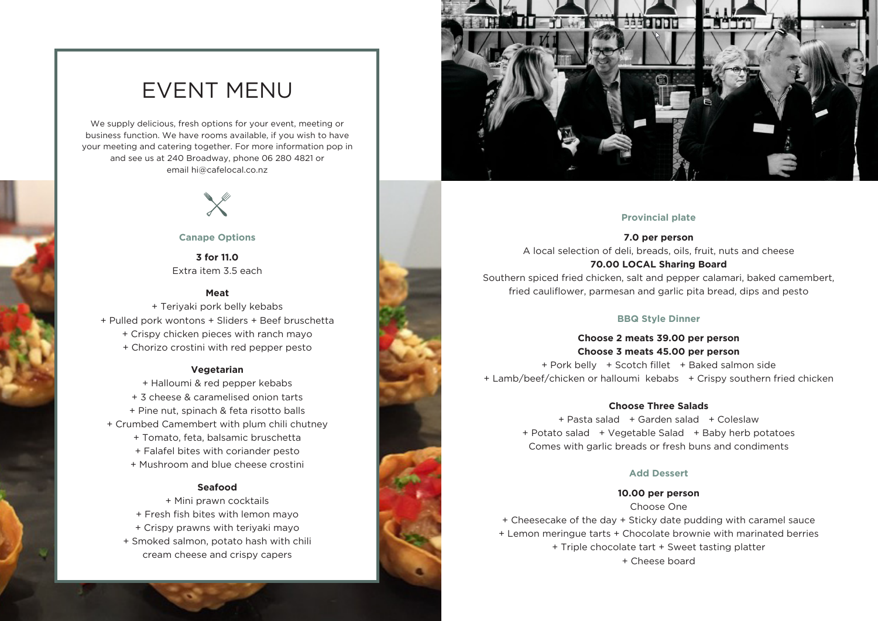# EVENT MENU

We supply delicious, fresh options for your event, meeting or business function. We have rooms available, if you wish to have your meeting and catering together. For more information pop in and see us at 240 Broadway, phone 06 280 4821 or email hi@cafelocal.co.nz

## Canape Options

**3 for 11.0**
Extra item 3.5 each

**Meat**

+ Teriyaki pork belly kebabs
+ Pulled pork wontons + Sliders + Beef bruschetta
+ Crispy chicken pieces with ranch mayo
+ Chorizo crostini with red pepper pesto

**Vegetarian**

+ Halloumi & red pepper kebabs
+ 3 cheese & caramelised onion tarts
+ Pine nut, spinach & feta risotto balls
+ Crumbed Camembert with plum chili chutney
+ Tomato, feta, balsamic bruschetta
+ Falafel bites with coriander pesto
+ Mushroom and blue cheese crostini

**Seafood**

+ Mini prawn cocktails
+ Fresh fish bites with lemon mayo
+ Crispy prawns with teriyaki mayo
+ Smoked salmon, potato hash with chili cream cheese and crispy capers

## Provincial plate

**7.0 per person**
A local selection of deli, breads, oils, fruit, nuts and cheese
**70.00 LOCAL Sharing Board**
Southern spiced fried chicken, salt and pepper calamari, baked camembert, fried cauliflower, parmesan and garlic pita bread, dips and pesto

## BBQ Style Dinner

**Choose 2 meats 39.00 per person**
**Choose 3 meats 45.00 per person**
+ Pork belly + Scotch fillet + Baked salmon side
+ Lamb/beef/chicken or halloumi kebabs + Crispy southern fried chicken

**Choose Three Salads**

+ Pasta salad + Garden salad + Coleslaw
+ Potato salad + Vegetable Salad + Baby herb potatoes
Comes with garlic breads or fresh buns and condiments

## Add Dessert

**10.00 per person**
Choose One
+ Cheesecake of the day + Sticky date pudding with caramel sauce
+ Lemon meringue tarts + Chocolate brownie with marinated berries
+ Triple chocolate tart + Sweet tasting platter
+ Cheese board